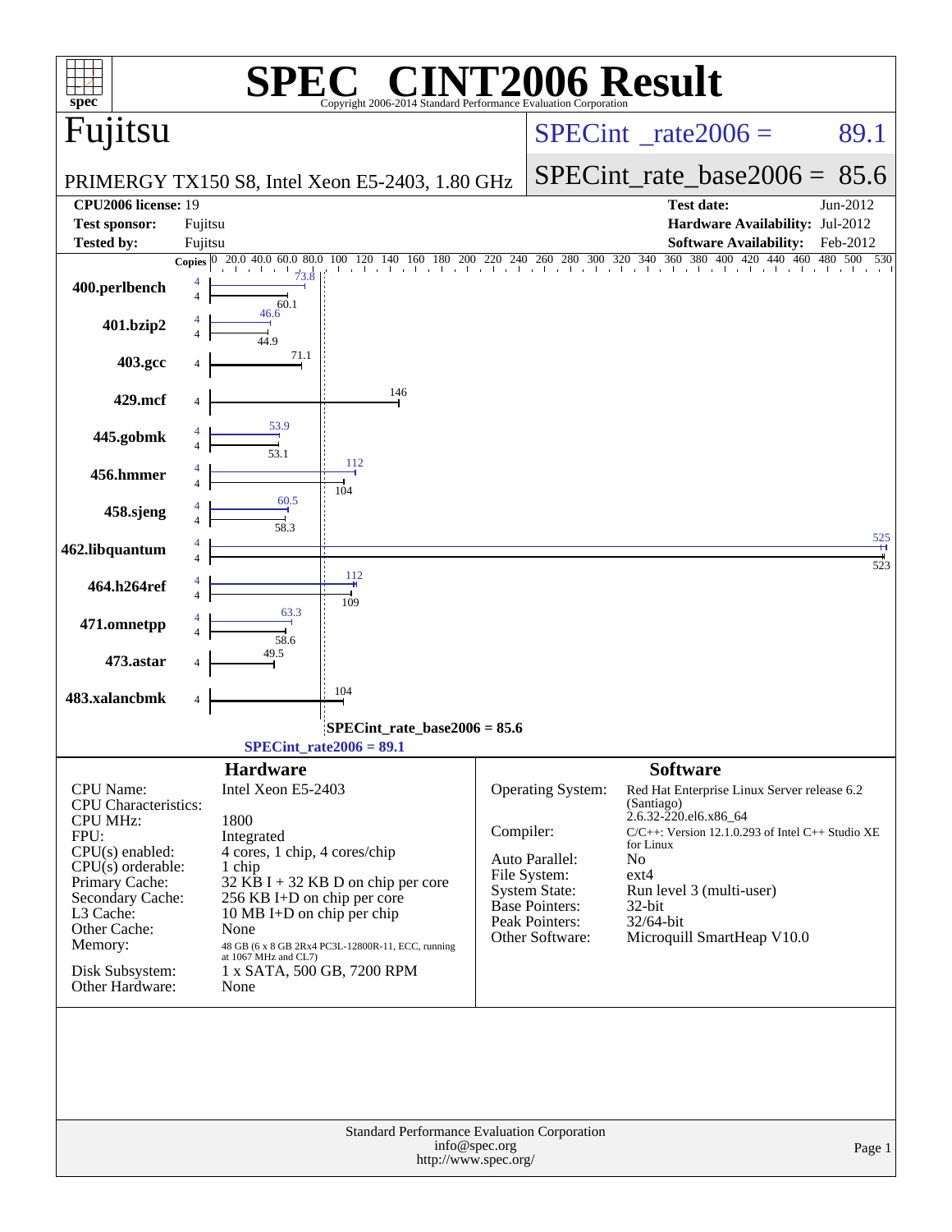# SPEC CINT2006 Result

Copyright 2006-2014 Standard Performance Evaluation Corporation

## Fujitsu

PRIMERGY TX150 S8, Intel Xeon E5-2403, 1.80 GHz

SPECint_rate2006 = 89.1

SPECint_rate_base2006 = 85.6

| | | | |
|---|---|---|---|
| **CPU2006 license:** 19 | | **Test date:** | Jun-2012 |
| **Test sponsor:** | Fujitsu | **Hardware Availability:** | Jul-2012 |
| **Tested by:** | Fujitsu | **Software Availability:** | Feb-2012 |

| Benchmark | Copies (peak) | Peak | Copies (base) | Base |
|---|---|---|---|---|
| 400.perlbench | 4 | 73.8 | 4 | 60.1 |
| 401.bzip2 | 4 | 46.6 | 4 | 44.9 |
| 403.gcc | | | 4 | 71.1 |
| 429.mcf | | | 4 | 146 |
| 445.gobmk | 4 | 53.9 | 4 | 53.1 |
| 456.hmmer | 4 | 112 | 4 | 104 |
| 458.sjeng | 4 | 60.5 | 4 | 58.3 |
| 462.libquantum | 4 | 525 | 4 | 523 |
| 464.h264ref | 4 | 112 | 4 | 109 |
| 471.omnetpp | 4 | 63.3 | 4 | 58.6 |
| 473.astar | | | 4 | 49.5 |
| 483.xalancbmk | | | 4 | 104 |

SPECint_rate_base2006 = 85.6

SPECint_rate2006 = 89.1

### Hardware

| | |
|---|---|
| CPU Name: | Intel Xeon E5-2403 |
| CPU Characteristics: | |
| CPU MHz: | 1800 |
| FPU: | Integrated |
| CPU(s) enabled: | 4 cores, 1 chip, 4 cores/chip |
| CPU(s) orderable: | 1 chip |
| Primary Cache: | 32 KB I + 32 KB D on chip per core |
| Secondary Cache: | 256 KB I+D on chip per core |
| L3 Cache: | 10 MB I+D on chip per chip |
| Other Cache: | None |
| Memory: | 48 GB (6 x 8 GB 2Rx4 PC3L-12800R-11, ECC, running at 1067 MHz and CL7) |
| Disk Subsystem: | 1 x SATA, 500 GB, 7200 RPM |
| Other Hardware: | None |

### Software

| | |
|---|---|
| Operating System: | Red Hat Enterprise Linux Server release 6.2 (Santiago) 2.6.32-220.el6.x86_64 |
| Compiler: | C/C++: Version 12.1.0.293 of Intel C++ Studio XE for Linux |
| Auto Parallel: | No |
| File System: | ext4 |
| System State: | Run level 3 (multi-user) |
| Base Pointers: | 32-bit |
| Peak Pointers: | 32/64-bit |
| Other Software: | Microquill SmartHeap V10.0 |

Standard Performance Evaluation Corporation
info@spec.org
http://www.spec.org/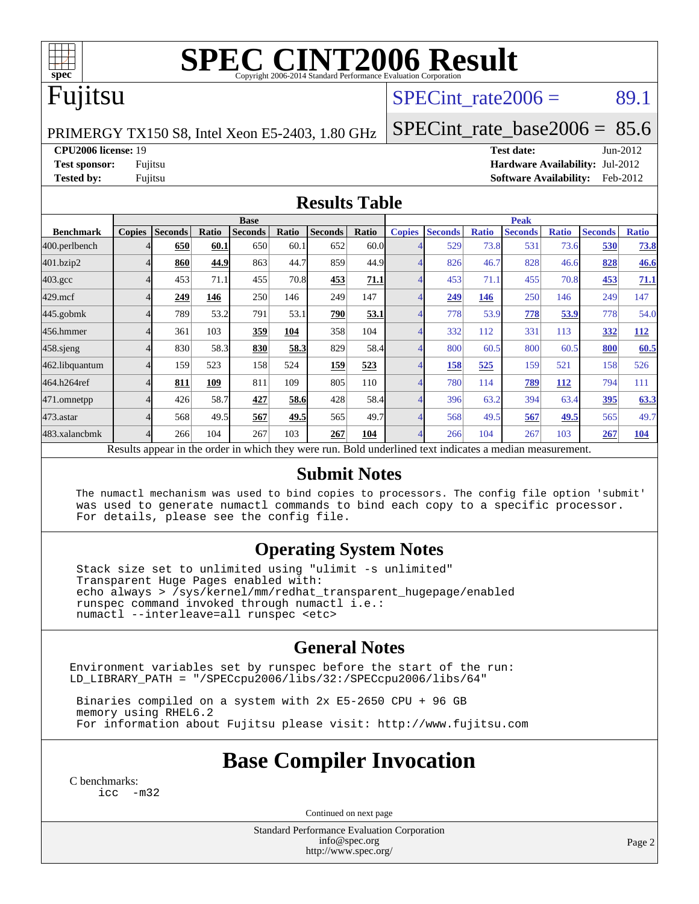# SPEC CINT2006 Result

Copyright 2006-2014 Standard Performance Evaluation Corporation

## Fujitsu

PRIMERGY TX150 S8, Intel Xeon E5-2403, 1.80 GHz

SPECint_rate2006 = 89.1

SPECint_rate_base2006 = 85.6

**CPU2006 license:** 19
**Test sponsor:** Fujitsu
**Tested by:** Fujitsu

**Test date:** Jun-2012
**Hardware Availability:** Jul-2012
**Software Availability:** Feb-2012

## Results Table

| | Base | | | | | | | Peak | | | | | | |
|---|---|---|---|---|---|---|---|---|---|---|---|---|---|---|
| **Benchmark** | **Copies** | **Seconds** | **Ratio** | **Seconds** | **Ratio** | **Seconds** | **Ratio** | **Copies** | **Seconds** | **Ratio** | **Seconds** | **Ratio** | **Seconds** | **Ratio** |
| 400.perlbench | 4 | **650** | **60.1** | 650 | 60.1 | 652 | 60.0 | 4 | 529 | 73.8 | 531 | 73.6 | **530** | **73.8** |
| 401.bzip2 | 4 | **860** | **44.9** | 863 | 44.7 | 859 | 44.9 | 4 | 826 | 46.7 | 828 | 46.6 | **828** | **46.6** |
| 403.gcc | 4 | 453 | 71.1 | 455 | 70.8 | **453** | **71.1** | 4 | 453 | 71.1 | 455 | 70.8 | **453** | **71.1** |
| 429.mcf | 4 | **249** | **146** | 250 | 146 | 249 | 147 | 4 | **249** | **146** | 250 | 146 | 249 | 147 |
| 445.gobmk | 4 | 789 | 53.2 | 791 | 53.1 | **790** | **53.1** | 4 | 778 | 53.9 | **778** | **53.9** | 778 | 54.0 |
| 456.hmmer | 4 | 361 | 103 | **359** | **104** | 358 | 104 | 4 | 332 | 112 | 331 | 113 | **332** | **112** |
| 458.sjeng | 4 | 830 | 58.3 | **830** | **58.3** | 829 | 58.4 | 4 | 800 | 60.5 | 800 | 60.5 | **800** | **60.5** |
| 462.libquantum | 4 | 159 | 523 | 158 | 524 | **159** | **523** | 4 | **158** | **525** | 159 | 521 | 158 | 526 |
| 464.h264ref | 4 | **811** | **109** | 811 | 109 | 805 | 110 | 4 | 780 | 114 | **789** | **112** | 794 | 111 |
| 471.omnetpp | 4 | 426 | 58.7 | **427** | **58.6** | 428 | 58.4 | 4 | 396 | 63.2 | 394 | 63.4 | **395** | **63.3** |
| 473.astar | 4 | 568 | 49.5 | **567** | **49.5** | 565 | 49.7 | 4 | 568 | 49.5 | **567** | **49.5** | 565 | 49.7 |
| 483.xalancbmk | 4 | 266 | 104 | 267 | 103 | **267** | **104** | 4 | 266 | 104 | 267 | 103 | **267** | **104** |

Results appear in the order in which they were run. Bold underlined text indicates a median measurement.

## Submit Notes

```
The numactl mechanism was used to bind copies to processors. The config file option 'submit'
was used to generate numactl commands to bind each copy to a specific processor.
For details, please see the config file.
```

## Operating System Notes

```
Stack size set to unlimited using "ulimit -s unlimited"
Transparent Huge Pages enabled with:
echo always > /sys/kernel/mm/redhat_transparent_hugepage/enabled
runspec command invoked through numactl i.e.:
numactl --interleave=all runspec <etc>
```

## General Notes

```
Environment variables set by runspec before the start of the run:
LD_LIBRARY_PATH = "/SPECcpu2006/libs/32:/SPECcpu2006/libs/64"

Binaries compiled on a system with 2x E5-2650 CPU + 96 GB
memory using RHEL6.2
For information about Fujitsu please visit: http://www.fujitsu.com
```

## Base Compiler Invocation

C benchmarks:

```
icc  -m32
```

Continued on next page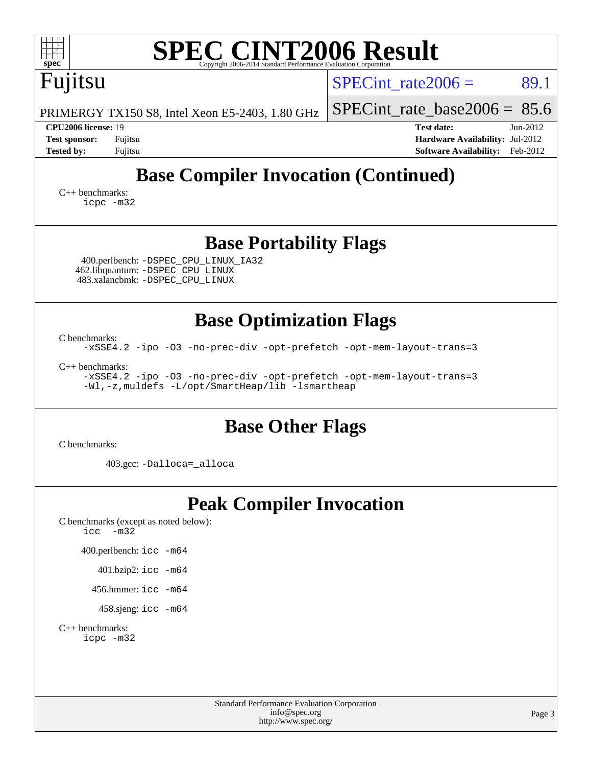# SPEC CINT2006 Result

Copyright 2006-2014 Standard Performance Evaluation Corporation

## Fujitsu

PRIMERGY TX150 S8, Intel Xeon E5-2403, 1.80 GHz

SPECint_rate2006 = 89.1

SPECint_rate_base2006 = 85.6

| | | | |
|---|---|---|---|
| **CPU2006 license:** 19 | | **Test date:** | Jun-2012 |
| **Test sponsor:** | Fujitsu | **Hardware Availability:** | Jul-2012 |
| **Tested by:** | Fujitsu | **Software Availability:** | Feb-2012 |

## Base Compiler Invocation (Continued)

C++ benchmarks:

```
icpc -m32
```

## Base Portability Flags

400.perlbench: `-DSPEC_CPU_LINUX_IA32`
462.libquantum: `-DSPEC_CPU_LINUX`
483.xalancbmk: `-DSPEC_CPU_LINUX`

## Base Optimization Flags

C benchmarks:

```
-xSSE4.2 -ipo -O3 -no-prec-div -opt-prefetch -opt-mem-layout-trans=3
```

C++ benchmarks:

```
-xSSE4.2 -ipo -O3 -no-prec-div -opt-prefetch -opt-mem-layout-trans=3
-Wl,-z,muldefs -L/opt/SmartHeap/lib -lsmartheap
```

## Base Other Flags

C benchmarks:

403.gcc: `-Dalloca=_alloca`

## Peak Compiler Invocation

C benchmarks (except as noted below):

```
icc  -m32
```

400.perlbench: `icc -m64`

401.bzip2: `icc -m64`

456.hmmer: `icc -m64`

458.sjeng: `icc -m64`

C++ benchmarks:

```
icpc -m32
```

Standard Performance Evaluation Corporation
info@spec.org
http://www.spec.org/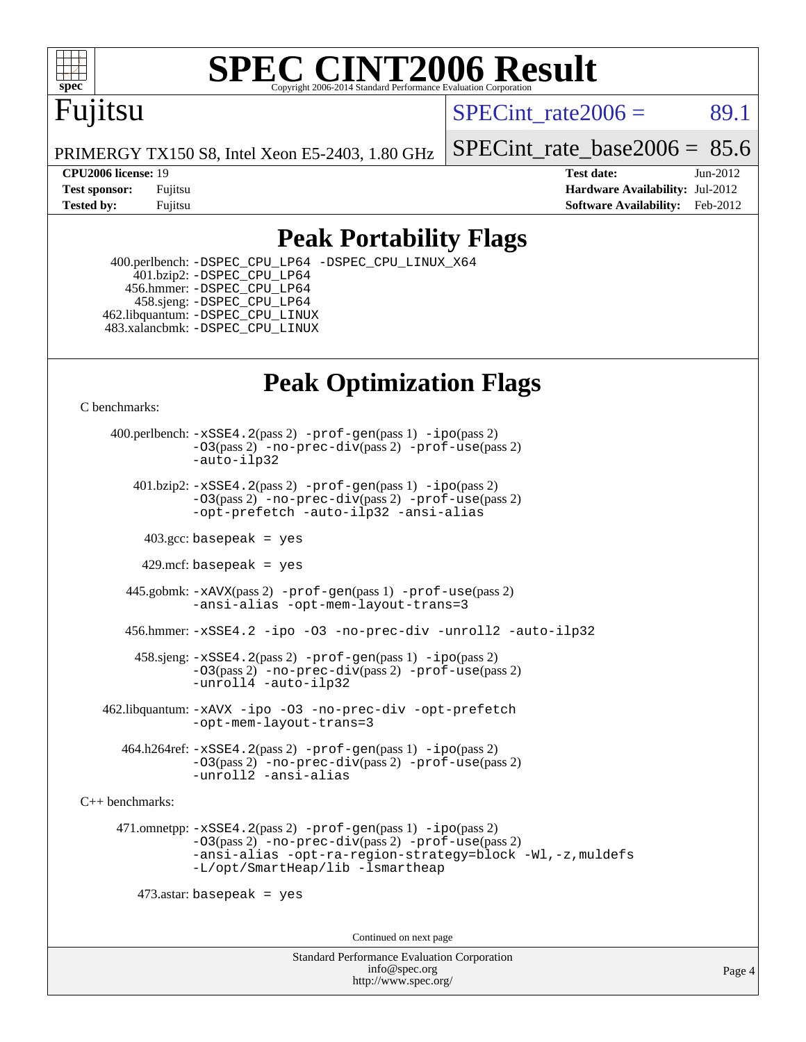# SPEC CINT2006 Result

Copyright 2006-2014 Standard Performance Evaluation Corporation

## Fujitsu

PRIMERGY TX150 S8, Intel Xeon E5-2403, 1.80 GHz

SPECint_rate2006 = 89.1

SPECint_rate_base2006 = 85.6

**CPU2006 license:** 19
**Test sponsor:** Fujitsu
**Tested by:** Fujitsu

**Test date:** Jun-2012
**Hardware Availability:** Jul-2012
**Software Availability:** Feb-2012

## Peak Portability Flags

400.perlbench: -DSPEC_CPU_LP64 -DSPEC_CPU_LINUX_X64
401.bzip2: -DSPEC_CPU_LP64
456.hmmer: -DSPEC_CPU_LP64
458.sjeng: -DSPEC_CPU_LP64
462.libquantum: -DSPEC_CPU_LINUX
483.xalancbmk: -DSPEC_CPU_LINUX

## Peak Optimization Flags

C benchmarks:

400.perlbench: -xSSE4.2(pass 2) -prof-gen(pass 1) -ipo(pass 2) -O3(pass 2) -no-prec-div(pass 2) -prof-use(pass 2) -auto-ilp32

401.bzip2: -xSSE4.2(pass 2) -prof-gen(pass 1) -ipo(pass 2) -O3(pass 2) -no-prec-div(pass 2) -prof-use(pass 2) -opt-prefetch -auto-ilp32 -ansi-alias

403.gcc: basepeak = yes

429.mcf: basepeak = yes

445.gobmk: -xAVX(pass 2) -prof-gen(pass 1) -prof-use(pass 2) -ansi-alias -opt-mem-layout-trans=3

456.hmmer: -xSSE4.2 -ipo -O3 -no-prec-div -unroll2 -auto-ilp32

458.sjeng: -xSSE4.2(pass 2) -prof-gen(pass 1) -ipo(pass 2) -O3(pass 2) -no-prec-div(pass 2) -prof-use(pass 2) -unroll4 -auto-ilp32

462.libquantum: -xAVX -ipo -O3 -no-prec-div -opt-prefetch -opt-mem-layout-trans=3

464.h264ref: -xSSE4.2(pass 2) -prof-gen(pass 1) -ipo(pass 2) -O3(pass 2) -no-prec-div(pass 2) -prof-use(pass 2) -unroll2 -ansi-alias

C++ benchmarks:

471.omnetpp: -xSSE4.2(pass 2) -prof-gen(pass 1) -ipo(pass 2) -O3(pass 2) -no-prec-div(pass 2) -prof-use(pass 2) -ansi-alias -opt-ra-region-strategy=block -Wl,-z,muldefs -L/opt/SmartHeap/lib -lsmartheap

473.astar: basepeak = yes

Continued on next page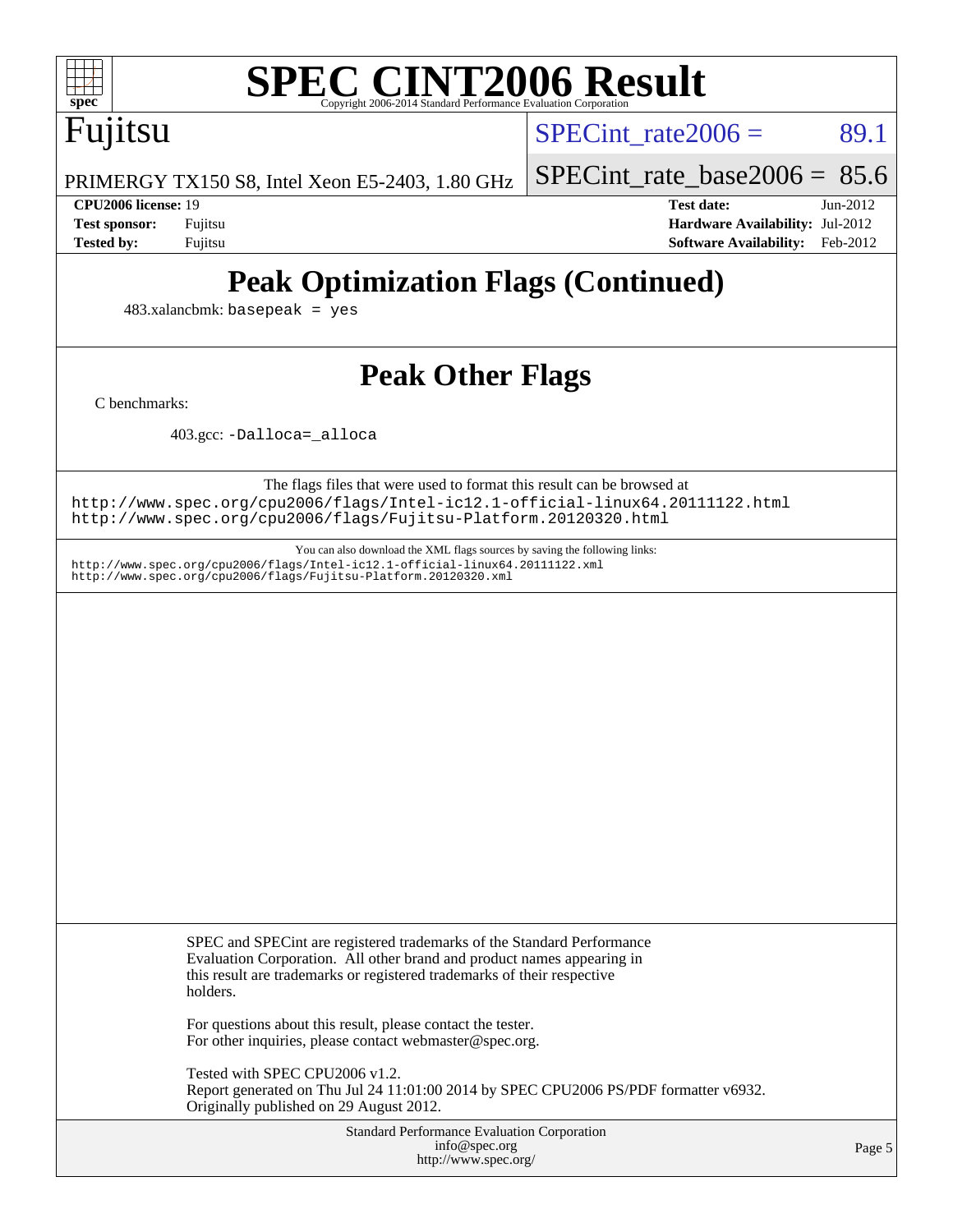## Peak Optimization Flags (Continued)

483.xalancbmk: basepeak = yes

## Peak Other Flags

C benchmarks:

403.gcc: -Dalloca=_alloca

The flags files that were used to format this result can be browsed at
http://www.spec.org/cpu2006/flags/Intel-ic12.1-official-linux64.20111122.html
http://www.spec.org/cpu2006/flags/Fujitsu-Platform.20120320.html

You can also download the XML flags sources by saving the following links:
http://www.spec.org/cpu2006/flags/Intel-ic12.1-official-linux64.20111122.xml
http://www.spec.org/cpu2006/flags/Fujitsu-Platform.20120320.xml

SPEC and SPECint are registered trademarks of the Standard Performance Evaluation Corporation. All other brand and product names appearing in this result are trademarks or registered trademarks of their respective holders.

For questions about this result, please contact the tester.
For other inquiries, please contact webmaster@spec.org.

Tested with SPEC CPU2006 v1.2.
Report generated on Thu Jul 24 11:01:00 2014 by SPEC CPU2006 PS/PDF formatter v6932.
Originally published on 29 August 2012.